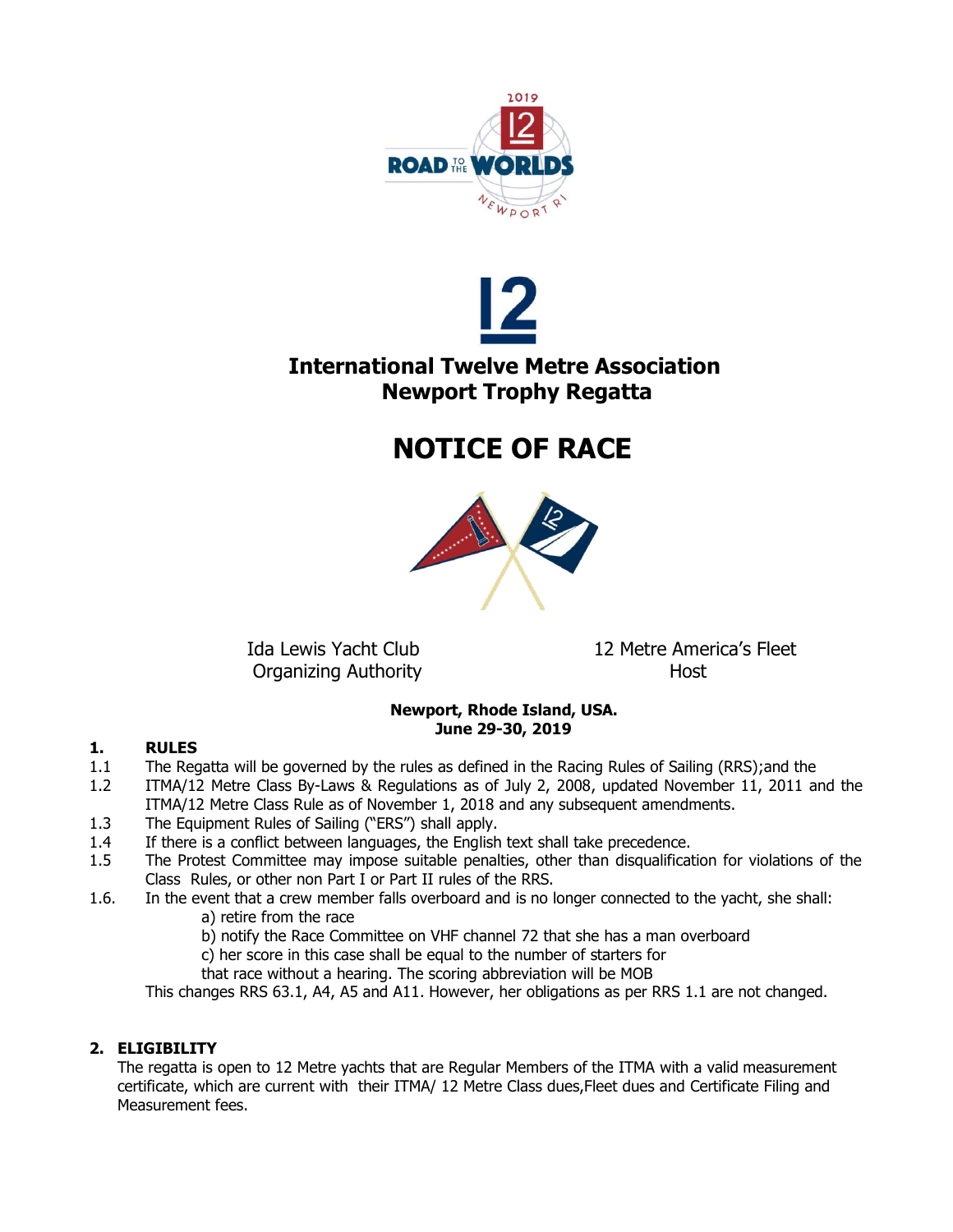2019 12 ROAD TO THE WORLDS NEWPORT RI

# International Twelve Metre Association
# Newport Trophy Regatta

# NOTICE OF RACE

Ida Lewis Yacht Club
Organizing Authority

12 Metre America's Fleet
Host

**Newport, Rhode Island, USA.**
**June 29-30, 2019**

## 1. RULES

1.1 The Regatta will be governed by the rules as defined in the Racing Rules of Sailing (RRS);and the

1.2 ITMA/12 Metre Class By-Laws & Regulations as of July 2, 2008, updated November 11, 2011 and the ITMA/12 Metre Class Rule as of November 1, 2018 and any subsequent amendments.

1.3 The Equipment Rules of Sailing ("ERS") shall apply.

1.4 If there is a conflict between languages, the English text shall take precedence.

1.5 The Protest Committee may impose suitable penalties, other than disqualification for violations of the Class Rules, or other non Part I or Part II rules of the RRS.

1.6. In the event that a crew member falls overboard and is no longer connected to the yacht, she shall:

a) retire from the race
b) notify the Race Committee on VHF channel 72 that she has a man overboard
c) her score in this case shall be equal to the number of starters for that race without a hearing. The scoring abbreviation will be MOB

This changes RRS 63.1, A4, A5 and A11. However, her obligations as per RRS 1.1 are not changed.

## 2. ELIGIBILITY

The regatta is open to 12 Metre yachts that are Regular Members of the ITMA with a valid measurement certificate, which are current with their ITMA/ 12 Metre Class dues,Fleet dues and Certificate Filing and Measurement fees.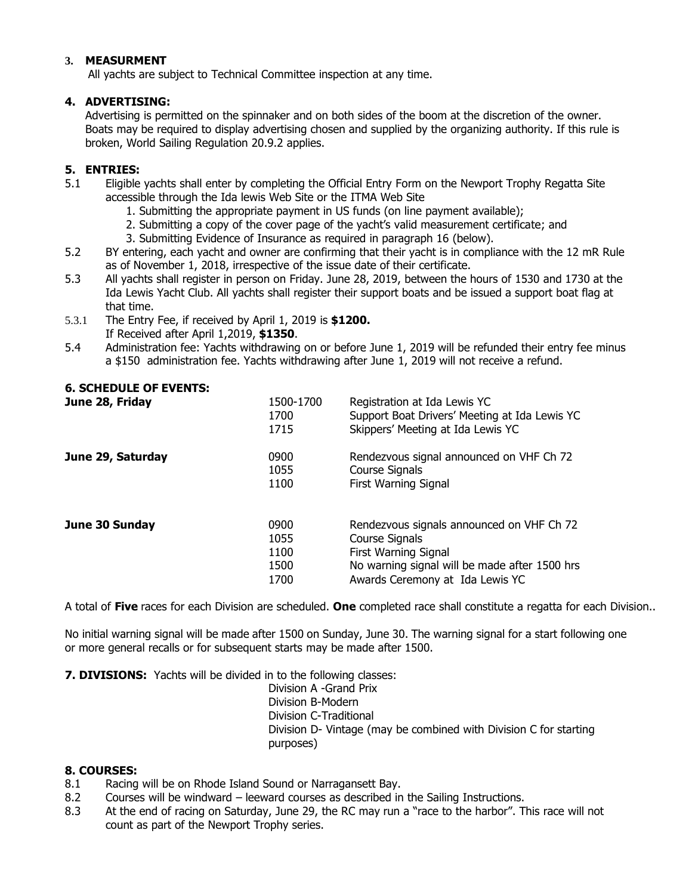### 3. MEASURMENT

All yachts are subject to Technical Committee inspection at any time.

### 4. ADVERTISING:

Advertising is permitted on the spinnaker and on both sides of the boom at the discretion of the owner. Boats may be required to display advertising chosen and supplied by the organizing authority. If this rule is broken, World Sailing Regulation 20.9.2 applies.

### 5. ENTRIES:

5.1 Eligible yachts shall enter by completing the Official Entry Form on the Newport Trophy Regatta Site accessible through the Ida lewis Web Site or the ITMA Web Site

1. Submitting the appropriate payment in US funds (on line payment available);
2. Submitting a copy of the cover page of the yacht's valid measurement certificate; and
3. Submitting Evidence of Insurance as required in paragraph 16 (below).

5.2 BY entering, each yacht and owner are confirming that their yacht is in compliance with the 12 mR Rule as of November 1, 2018, irrespective of the issue date of their certificate.

5.3 All yachts shall register in person on Friday. June 28, 2019, between the hours of 1530 and 1730 at the Ida Lewis Yacht Club. All yachts shall register their support boats and be issued a support boat flag at that time.

5.3.1 The Entry Fee, if received by April 1, 2019 is **$1200.**
If Received after April 1,2019, **$1350**.

5.4 Administration fee: Yachts withdrawing on or before June 1, 2019 will be refunded their entry fee minus a $150 administration fee. Yachts withdrawing after June 1, 2019 will not receive a refund.

### 6. SCHEDULE OF EVENTS:

| | | |
|---|---|---|
| **June 28, Friday** | 1500-1700 | Registration at Ida Lewis YC |
| | 1700 | Support Boat Drivers' Meeting at Ida Lewis YC |
| | 1715 | Skippers' Meeting at Ida Lewis YC |
| **June 29, Saturday** | 0900 | Rendezvous signal announced on VHF Ch 72 |
| | 1055 | Course Signals |
| | 1100 | First Warning Signal |
| **June 30 Sunday** | 0900 | Rendezvous signals announced on VHF Ch 72 |
| | 1055 | Course Signals |
| | 1100 | First Warning Signal |
| | 1500 | No warning signal will be made after 1500 hrs |
| | 1700 | Awards Ceremony at Ida Lewis YC |

A total of **Five** races for each Division are scheduled. **One** completed race shall constitute a regatta for each Division..

No initial warning signal will be made after 1500 on Sunday, June 30. The warning signal for a start following one or more general recalls or for subsequent starts may be made after 1500.

**7. DIVISIONS:** Yachts will be divided in to the following classes:

Division A -Grand Prix
Division B-Modern
Division C-Traditional
Division D- Vintage (may be combined with Division C for starting purposes)

### 8. COURSES:

8.1 Racing will be on Rhode Island Sound or Narragansett Bay.

8.2 Courses will be windward – leeward courses as described in the Sailing Instructions.

8.3 At the end of racing on Saturday, June 29, the RC may run a "race to the harbor". This race will not count as part of the Newport Trophy series.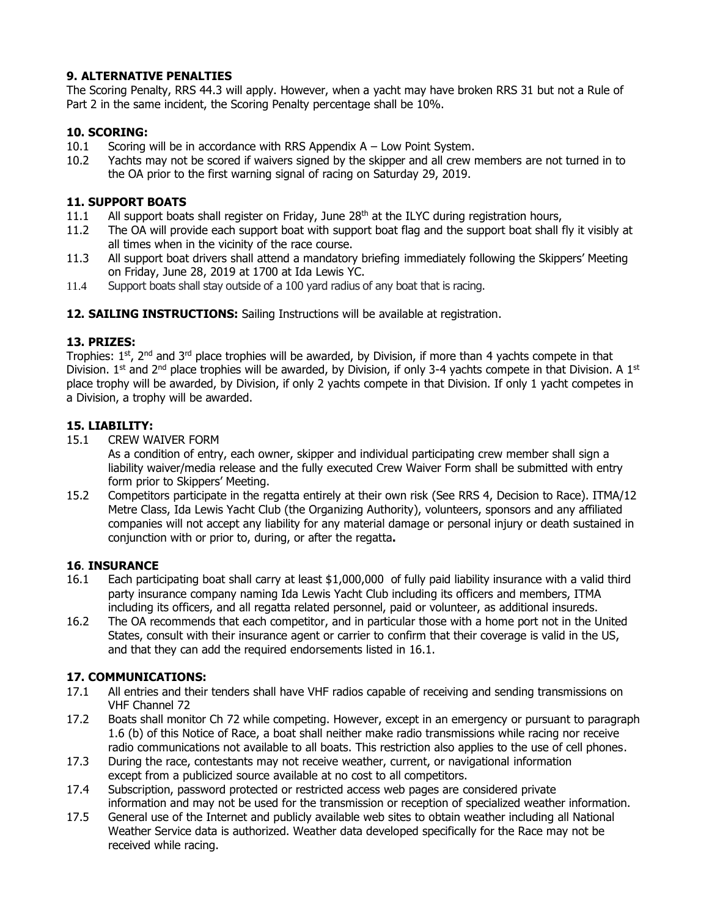### 9. ALTERNATIVE PENALTIES

The Scoring Penalty, RRS 44.3 will apply. However, when a yacht may have broken RRS 31 but not a Rule of Part 2 in the same incident, the Scoring Penalty percentage shall be 10%.

### 10. SCORING:

10.1 Scoring will be in accordance with RRS Appendix A – Low Point System.

10.2 Yachts may not be scored if waivers signed by the skipper and all crew members are not turned in to the OA prior to the first warning signal of racing on Saturday 29, 2019.

### 11. SUPPORT BOATS

11.1 All support boats shall register on Friday, June 28th at the ILYC during registration hours,

11.2 The OA will provide each support boat with support boat flag and the support boat shall fly it visibly at all times when in the vicinity of the race course.

11.3 All support boat drivers shall attend a mandatory briefing immediately following the Skippers' Meeting on Friday, June 28, 2019 at 1700 at Ida Lewis YC.

11.4 Support boats shall stay outside of a 100 yard radius of any boat that is racing.

**12. SAILING INSTRUCTIONS:** Sailing Instructions will be available at registration.

### 13. PRIZES:

Trophies: 1st, 2nd and 3rd place trophies will be awarded, by Division, if more than 4 yachts compete in that Division. 1st and 2nd place trophies will be awarded, by Division, if only 3-4 yachts compete in that Division. A 1st place trophy will be awarded, by Division, if only 2 yachts compete in that Division. If only 1 yacht competes in a Division, a trophy will be awarded.

### 15. LIABILITY:

15.1 CREW WAIVER FORM

As a condition of entry, each owner, skipper and individual participating crew member shall sign a liability waiver/media release and the fully executed Crew Waiver Form shall be submitted with entry form prior to Skippers' Meeting.

15.2 Competitors participate in the regatta entirely at their own risk (See RRS 4, Decision to Race). ITMA/12 Metre Class, Ida Lewis Yacht Club (the Organizing Authority), volunteers, sponsors and any affiliated companies will not accept any liability for any material damage or personal injury or death sustained in conjunction with or prior to, during, or after the regatta**.**

### 16. INSURANCE

16.1 Each participating boat shall carry at least $1,000,000 of fully paid liability insurance with a valid third party insurance company naming Ida Lewis Yacht Club including its officers and members, ITMA including its officers, and all regatta related personnel, paid or volunteer, as additional insureds.

16.2 The OA recommends that each competitor, and in particular those with a home port not in the United States, consult with their insurance agent or carrier to confirm that their coverage is valid in the US, and that they can add the required endorsements listed in 16.1.

### 17. COMMUNICATIONS:

17.1 All entries and their tenders shall have VHF radios capable of receiving and sending transmissions on VHF Channel 72

17.2 Boats shall monitor Ch 72 while competing. However, except in an emergency or pursuant to paragraph 1.6 (b) of this Notice of Race, a boat shall neither make radio transmissions while racing nor receive radio communications not available to all boats. This restriction also applies to the use of cell phones.

17.3 During the race, contestants may not receive weather, current, or navigational information except from a publicized source available at no cost to all competitors.

17.4 Subscription, password protected or restricted access web pages are considered private information and may not be used for the transmission or reception of specialized weather information.

17.5 General use of the Internet and publicly available web sites to obtain weather including all National Weather Service data is authorized. Weather data developed specifically for the Race may not be received while racing.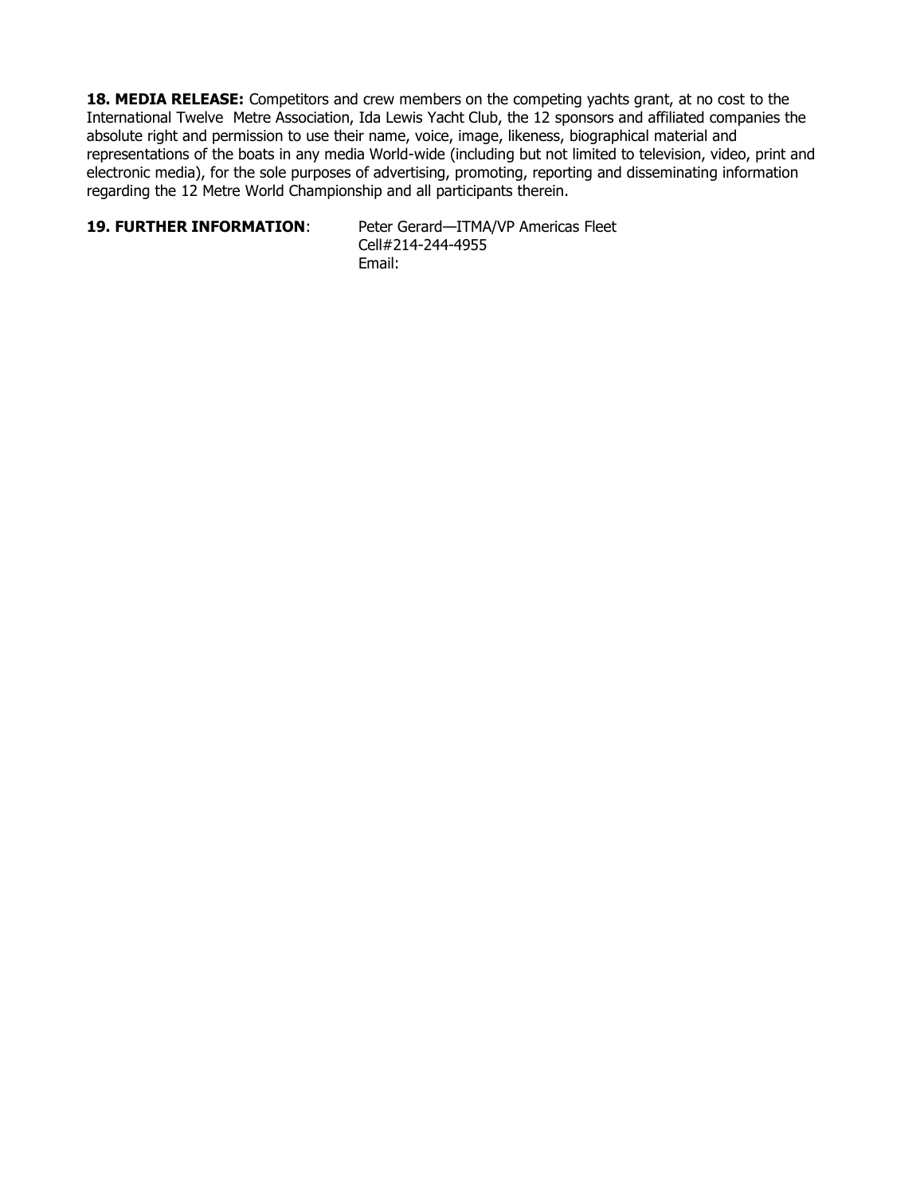**18. MEDIA RELEASE:** Competitors and crew members on the competing yachts grant, at no cost to the International Twelve Metre Association, Ida Lewis Yacht Club, the 12 sponsors and affiliated companies the absolute right and permission to use their name, voice, image, likeness, biographical material and representations of the boats in any media World-wide (including but not limited to television, video, print and electronic media), for the sole purposes of advertising, promoting, reporting and disseminating information regarding the 12 Metre World Championship and all participants therein.

**19. FURTHER INFORMATION**: Peter Gerard—ITMA/VP Americas Fleet
Cell#214-244-4955
Email: